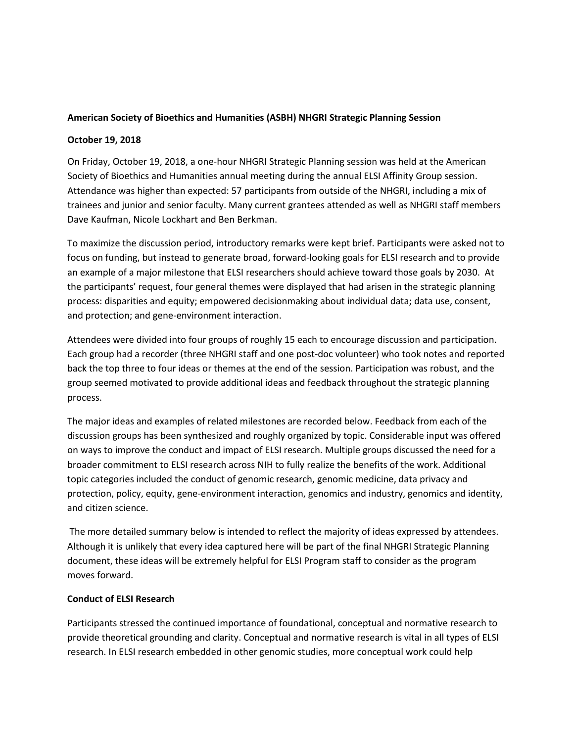**American Society of Bioethics and Humanities (ASBH) NHGRI Strategic Planning Session**

**October 19, 2018**

On Friday, October 19, 2018, a one-hour NHGRI Strategic Planning session was held at the American Society of Bioethics and Humanities annual meeting during the annual ELSI Affinity Group session. Attendance was higher than expected: 57 participants from outside of the NHGRI, including a mix of trainees and junior and senior faculty. Many current grantees attended as well as NHGRI staff members Dave Kaufman, Nicole Lockhart and Ben Berkman.

To maximize the discussion period, introductory remarks were kept brief. Participants were asked not to focus on funding, but instead to generate broad, forward-looking goals for ELSI research and to provide an example of a major milestone that ELSI researchers should achieve toward those goals by 2030. At the participants' request, four general themes were displayed that had arisen in the strategic planning process: disparities and equity; empowered decisionmaking about individual data; data use, consent, and protection; and gene-environment interaction.

Attendees were divided into four groups of roughly 15 each to encourage discussion and participation. Each group had a recorder (three NHGRI staff and one post-doc volunteer) who took notes and reported back the top three to four ideas or themes at the end of the session. Participation was robust, and the group seemed motivated to provide additional ideas and feedback throughout the strategic planning process.

The major ideas and examples of related milestones are recorded below. Feedback from each of the discussion groups has been synthesized and roughly organized by topic. Considerable input was offered on ways to improve the conduct and impact of ELSI research. Multiple groups discussed the need for a broader commitment to ELSI research across NIH to fully realize the benefits of the work. Additional topic categories included the conduct of genomic research, genomic medicine, data privacy and protection, policy, equity, gene-environment interaction, genomics and industry, genomics and identity, and citizen science.

The more detailed summary below is intended to reflect the majority of ideas expressed by attendees. Although it is unlikely that every idea captured here will be part of the final NHGRI Strategic Planning document, these ideas will be extremely helpful for ELSI Program staff to consider as the program moves forward.

**Conduct of ELSI Research**

Participants stressed the continued importance of foundational, conceptual and normative research to provide theoretical grounding and clarity. Conceptual and normative research is vital in all types of ELSI research. In ELSI research embedded in other genomic studies, more conceptual work could help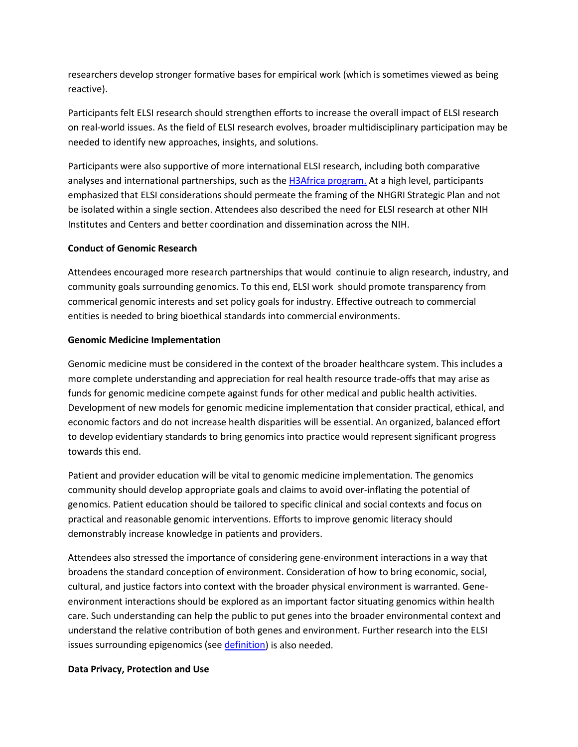researchers develop stronger formative bases for empirical work (which is sometimes viewed as being reactive).

Participants felt ELSI research should strengthen efforts to increase the overall impact of ELSI research on real-world issues. As the field of ELSI research evolves, broader multidisciplinary participation may be needed to identify new approaches, insights, and solutions.

Participants were also supportive of more international ELSI research, including both comparative analyses and international partnerships, such as the [H3Africa program.](#) At a high level, participants emphasized that ELSI considerations should permeate the framing of the NHGRI Strategic Plan and not be isolated within a single section. Attendees also described the need for ELSI research at other NIH Institutes and Centers and better coordination and dissemination across the NIH.

**Conduct of Genomic Research**

Attendees encouraged more research partnerships that would continuie to align research, industry, and community goals surrounding genomics. To this end, ELSI work should promote transparency from commerical genomic interests and set policy goals for industry. Effective outreach to commercial entities is needed to bring bioethical standards into commercial environments.

**Genomic Medicine Implementation**

Genomic medicine must be considered in the context of the broader healthcare system. This includes a more complete understanding and appreciation for real health resource trade-offs that may arise as funds for genomic medicine compete against funds for other medical and public health activities. Development of new models for genomic medicine implementation that consider practical, ethical, and economic factors and do not increase health disparities will be essential. An organized, balanced effort to develop evidentiary standards to bring genomics into practice would represent significant progress towards this end.

Patient and provider education will be vital to genomic medicine implementation. The genomics community should develop appropriate goals and claims to avoid over-inflating the potential of genomics. Patient education should be tailored to specific clinical and social contexts and focus on practical and reasonable genomic interventions. Efforts to improve genomic literacy should demonstrably increase knowledge in patients and providers.

Attendees also stressed the importance of considering gene-environment interactions in a way that broadens the standard conception of environment. Consideration of how to bring economic, social, cultural, and justice factors into context with the broader physical environment is warranted. Gene-environment interactions should be explored as an important factor situating genomics within health care. Such understanding can help the public to put genes into the broader environmental context and understand the relative contribution of both genes and environment. Further research into the ELSI issues surrounding epigenomics (see [definition](#)) is also needed.

**Data Privacy, Protection and Use**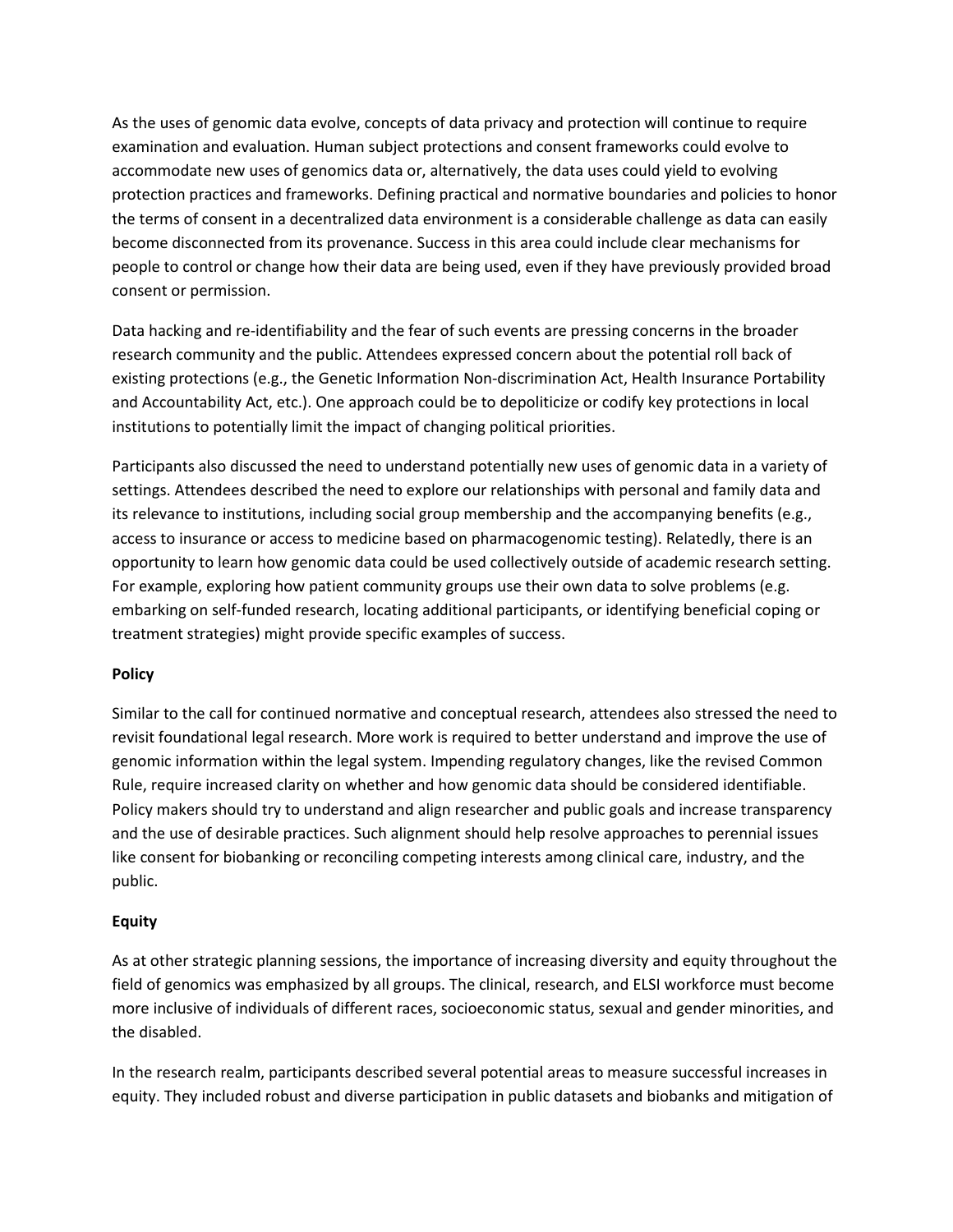As the uses of genomic data evolve, concepts of data privacy and protection will continue to require examination and evaluation. Human subject protections and consent frameworks could evolve to accommodate new uses of genomics data or, alternatively, the data uses could yield to evolving protection practices and frameworks. Defining practical and normative boundaries and policies to honor the terms of consent in a decentralized data environment is a considerable challenge as data can easily become disconnected from its provenance. Success in this area could include clear mechanisms for people to control or change how their data are being used, even if they have previously provided broad consent or permission.

Data hacking and re-identifiability and the fear of such events are pressing concerns in the broader research community and the public. Attendees expressed concern about the potential roll back of existing protections (e.g., the Genetic Information Non-discrimination Act, Health Insurance Portability and Accountability Act, etc.). One approach could be to depoliticize or codify key protections in local institutions to potentially limit the impact of changing political priorities.

Participants also discussed the need to understand potentially new uses of genomic data in a variety of settings. Attendees described the need to explore our relationships with personal and family data and its relevance to institutions, including social group membership and the accompanying benefits (e.g., access to insurance or access to medicine based on pharmacogenomic testing). Relatedly, there is an opportunity to learn how genomic data could be used collectively outside of academic research setting. For example, exploring how patient community groups use their own data to solve problems (e.g. embarking on self-funded research, locating additional participants, or identifying beneficial coping or treatment strategies) might provide specific examples of success.

**Policy**

Similar to the call for continued normative and conceptual research, attendees also stressed the need to revisit foundational legal research. More work is required to better understand and improve the use of genomic information within the legal system. Impending regulatory changes, like the revised Common Rule, require increased clarity on whether and how genomic data should be considered identifiable. Policy makers should try to understand and align researcher and public goals and increase transparency and the use of desirable practices. Such alignment should help resolve approaches to perennial issues like consent for biobanking or reconciling competing interests among clinical care, industry, and the public.

**Equity**

As at other strategic planning sessions, the importance of increasing diversity and equity throughout the field of genomics was emphasized by all groups. The clinical, research, and ELSI workforce must become more inclusive of individuals of different races, socioeconomic status, sexual and gender minorities, and the disabled.

In the research realm, participants described several potential areas to measure successful increases in equity. They included robust and diverse participation in public datasets and biobanks and mitigation of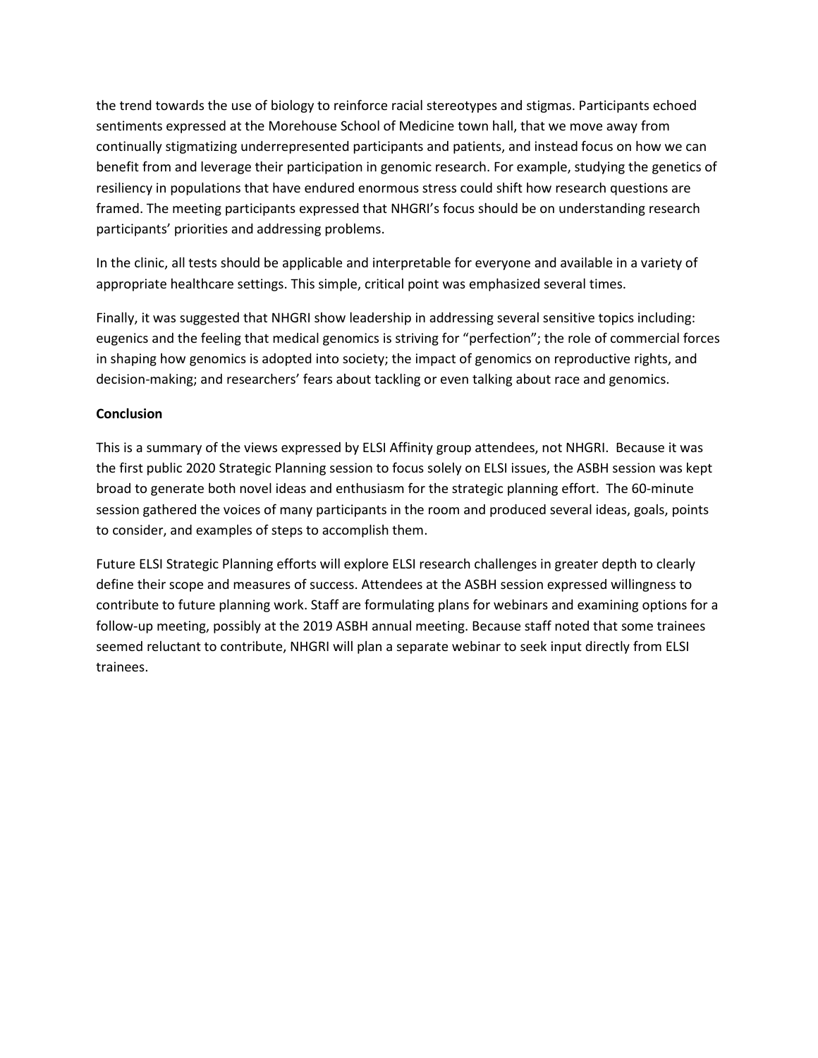the trend towards the use of biology to reinforce racial stereotypes and stigmas. Participants echoed sentiments expressed at the Morehouse School of Medicine town hall, that we move away from continually stigmatizing underrepresented participants and patients, and instead focus on how we can benefit from and leverage their participation in genomic research. For example, studying the genetics of resiliency in populations that have endured enormous stress could shift how research questions are framed. The meeting participants expressed that NHGRI's focus should be on understanding research participants' priorities and addressing problems.

In the clinic, all tests should be applicable and interpretable for everyone and available in a variety of appropriate healthcare settings. This simple, critical point was emphasized several times.

Finally, it was suggested that NHGRI show leadership in addressing several sensitive topics including: eugenics and the feeling that medical genomics is striving for "perfection"; the role of commercial forces in shaping how genomics is adopted into society; the impact of genomics on reproductive rights, and decision-making; and researchers' fears about tackling or even talking about race and genomics.

**Conclusion**

This is a summary of the views expressed by ELSI Affinity group attendees, not NHGRI. Because it was the first public 2020 Strategic Planning session to focus solely on ELSI issues, the ASBH session was kept broad to generate both novel ideas and enthusiasm for the strategic planning effort. The 60-minute session gathered the voices of many participants in the room and produced several ideas, goals, points to consider, and examples of steps to accomplish them.

Future ELSI Strategic Planning efforts will explore ELSI research challenges in greater depth to clearly define their scope and measures of success. Attendees at the ASBH session expressed willingness to contribute to future planning work. Staff are formulating plans for webinars and examining options for a follow-up meeting, possibly at the 2019 ASBH annual meeting. Because staff noted that some trainees seemed reluctant to contribute, NHGRI will plan a separate webinar to seek input directly from ELSI trainees.